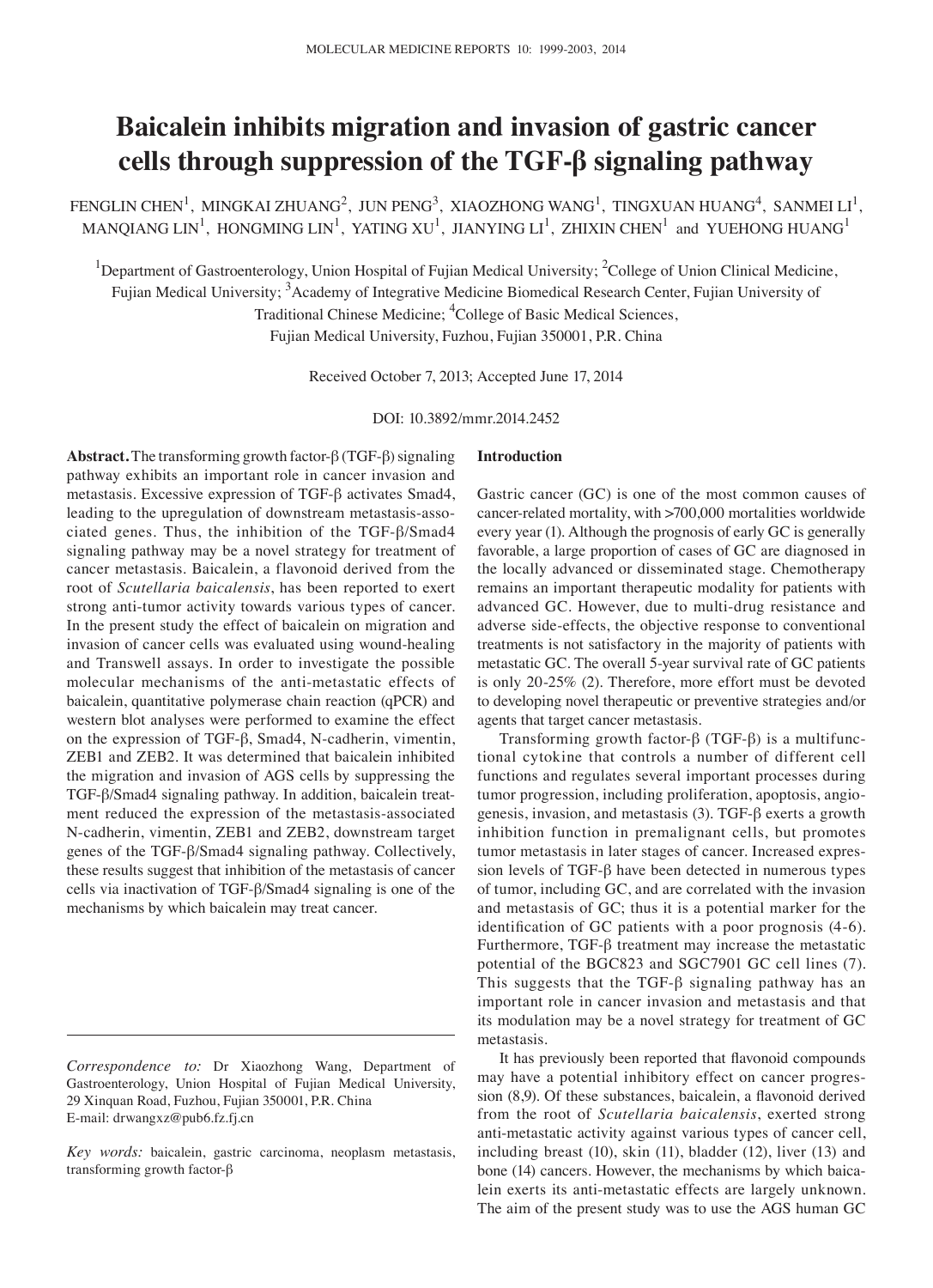# Baicalein inhibits migration and invasion of gastric cancer cells through suppression of the TGF-β signaling pathway

FENGLIN CHEN[1], MINGKAI ZHUANG[2], JUN PENG[3], XIAOZHONG WANG[1], TINGXUAN HUANG[4], SANMEI LI[1], MANQIANG LIN[1], HONGMING LIN[1], YATING XU[1], JIANYING LI[1], ZHIXIN CHEN[1] and YUEHONG HUANG[1]

[1]Department of Gastroenterology, Union Hospital of Fujian Medical University; [2]College of Union Clinical Medicine, Fujian Medical University; [3]Academy of Integrative Medicine Biomedical Research Center, Fujian University of Traditional Chinese Medicine; [4]College of Basic Medical Sciences, Fujian Medical University, Fuzhou, Fujian 350001, P.R. China

Received October 7, 2013; Accepted June 17, 2014

DOI: 10.3892/mmr.2014.2452

**Abstract.** The transforming growth factor-β (TGF-β) signaling pathway exhibits an important role in cancer invasion and metastasis. Excessive expression of TGF-β activates Smad4, leading to the upregulation of downstream metastasis-associated genes. Thus, the inhibition of the TGF-β/Smad4 signaling pathway may be a novel strategy for treatment of cancer metastasis. Baicalein, a flavonoid derived from the root of *Scutellaria baicalensis*, has been reported to exert strong anti-tumor activity towards various types of cancer. In the present study the effect of baicalein on migration and invasion of cancer cells was evaluated using wound-healing and Transwell assays. In order to investigate the possible molecular mechanisms of the anti-metastatic effects of baicalein, quantitative polymerase chain reaction (qPCR) and western blot analyses were performed to examine the effect on the expression of TGF-β, Smad4, N-cadherin, vimentin, ZEB1 and ZEB2. It was determined that baicalein inhibited the migration and invasion of AGS cells by suppressing the TGF-β/Smad4 signaling pathway. In addition, baicalein treatment reduced the expression of the metastasis-associated N-cadherin, vimentin, ZEB1 and ZEB2, downstream target genes of the TGF-β/Smad4 signaling pathway. Collectively, these results suggest that inhibition of the metastasis of cancer cells via inactivation of TGF-β/Smad4 signaling is one of the mechanisms by which baicalein may treat cancer.

*Correspondence to:* Dr Xiaozhong Wang, Department of Gastroenterology, Union Hospital of Fujian Medical University, 29 Xinquan Road, Fuzhou, Fujian 350001, P.R. China
E-mail: drwangxz@pub6.fz.fj.cn

*Key words:* baicalein, gastric carcinoma, neoplasm metastasis, transforming growth factor-β

## Introduction

Gastric cancer (GC) is one of the most common causes of cancer-related mortality, with >700,000 mortalities worldwide every year (1). Although the prognosis of early GC is generally favorable, a large proportion of cases of GC are diagnosed in the locally advanced or disseminated stage. Chemotherapy remains an important therapeutic modality for patients with advanced GC. However, due to multi-drug resistance and adverse side-effects, the objective response to conventional treatments is not satisfactory in the majority of patients with metastatic GC. The overall 5-year survival rate of GC patients is only 20-25% (2). Therefore, more effort must be devoted to developing novel therapeutic or preventive strategies and/or agents that target cancer metastasis.

Transforming growth factor-β (TGF-β) is a multifunctional cytokine that controls a number of different cell functions and regulates several important processes during tumor progression, including proliferation, apoptosis, angiogenesis, invasion, and metastasis (3). TGF-β exerts a growth inhibition function in premalignant cells, but promotes tumor metastasis in later stages of cancer. Increased expression levels of TGF-β have been detected in numerous types of tumor, including GC, and are correlated with the invasion and metastasis of GC; thus it is a potential marker for the identification of GC patients with a poor prognosis (4-6). Furthermore, TGF-β treatment may increase the metastatic potential of the BGC823 and SGC7901 GC cell lines (7). This suggests that the TGF-β signaling pathway has an important role in cancer invasion and metastasis and that its modulation may be a novel strategy for treatment of GC metastasis.

It has previously been reported that flavonoid compounds may have a potential inhibitory effect on cancer progression (8,9). Of these substances, baicalein, a flavonoid derived from the root of *Scutellaria baicalensis*, exerted strong anti-metastatic activity against various types of cancer cell, including breast (10), skin (11), bladder (12), liver (13) and bone (14) cancers. However, the mechanisms by which baicalein exerts its anti-metastatic effects are largely unknown. The aim of the present study was to use the AGS human GC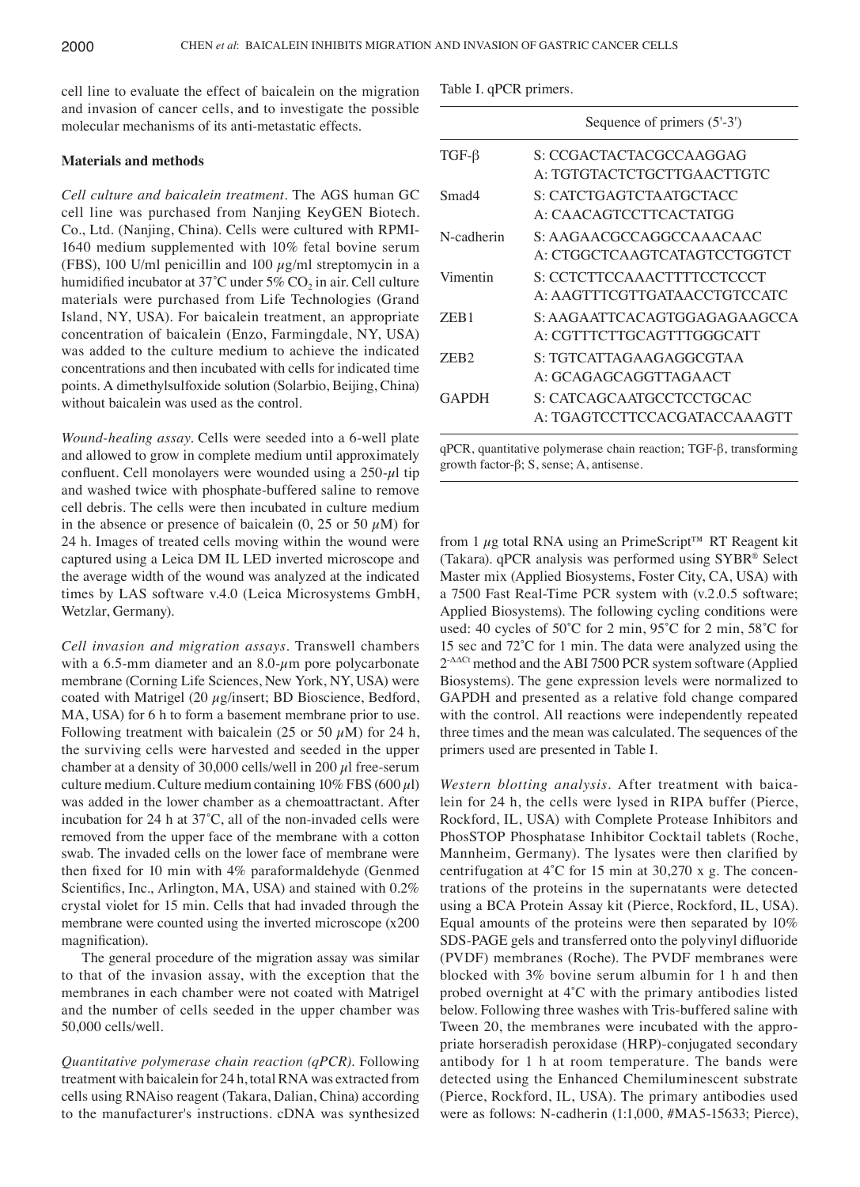cell line to evaluate the effect of baicalein on the migration and invasion of cancer cells, and to investigate the possible molecular mechanisms of its anti-metastatic effects.

## Materials and methods

*Cell culture and baicalein treatment.* The AGS human GC cell line was purchased from Nanjing KeyGEN Biotech. Co., Ltd. (Nanjing, China). Cells were cultured with RPMI-1640 medium supplemented with 10% fetal bovine serum (FBS), 100 U/ml penicillin and 100 $\mu$g/ml streptomycin in a humidified incubator at 37˚C under 5% $CO_2$ in air. Cell culture materials were purchased from Life Technologies (Grand Island, NY, USA). For baicalein treatment, an appropriate concentration of baicalein (Enzo, Farmingdale, NY, USA) was added to the culture medium to achieve the indicated concentrations and then incubated with cells for indicated time points. A dimethylsulfoxide solution (Solarbio, Beijing, China) without baicalein was used as the control.

*Wound-healing assay.* Cells were seeded into a 6-well plate and allowed to grow in complete medium until approximately confluent. Cell monolayers were wounded using a 250-$\mu$l tip and washed twice with phosphate-buffered saline to remove cell debris. The cells were then incubated in culture medium in the absence or presence of baicalein (0, 25 or 50 $\mu$M) for 24 h. Images of treated cells moving within the wound were captured using a Leica DM IL LED inverted microscope and the average width of the wound was analyzed at the indicated times by LAS software v.4.0 (Leica Microsystems GmbH, Wetzlar, Germany).

*Cell invasion and migration assays.* Transwell chambers with a 6.5-mm diameter and an 8.0-$\mu$m pore polycarbonate membrane (Corning Life Sciences, New York, NY, USA) were coated with Matrigel (20 $\mu$g/insert; BD Bioscience, Bedford, MA, USA) for 6 h to form a basement membrane prior to use. Following treatment with baicalein (25 or 50 $\mu$M) for 24 h, the surviving cells were harvested and seeded in the upper chamber at a density of 30,000 cells/well in 200 $\mu$l free-serum culture medium. Culture medium containing 10% FBS (600 $\mu$l) was added in the lower chamber as a chemoattractant. After incubation for 24 h at 37˚C, all of the non-invaded cells were removed from the upper face of the membrane with a cotton swab. The invaded cells on the lower face of membrane were then fixed for 10 min with 4% paraformaldehyde (Genmed Scientifics, Inc., Arlington, MA, USA) and stained with 0.2% crystal violet for 15 min. Cells that had invaded through the membrane were counted using the inverted microscope (x200 magnification).

The general procedure of the migration assay was similar to that of the invasion assay, with the exception that the membranes in each chamber were not coated with Matrigel and the number of cells seeded in the upper chamber was 50,000 cells/well.

*Quantitative polymerase chain reaction (qPCR).* Following treatment with baicalein for 24 h, total RNA was extracted from cells using RNAiso reagent (Takara, Dalian, China) according to the manufacturer's instructions. cDNA was synthesized from 1 $\mu$g total RNA using an PrimeScript™ RT Reagent kit (Takara). qPCR analysis was performed using SYBR® Select Master mix (Applied Biosystems, Foster City, CA, USA) with a 7500 Fast Real-Time PCR system with (v.2.0.5 software; Applied Biosystems). The following cycling conditions were used: 40 cycles of 50˚C for 2 min, 95˚C for 2 min, 58˚C for 15 sec and 72˚C for 1 min. The data were analyzed using the $2^{-\Delta\Delta Ct}$ method and the ABI 7500 PCR system software (Applied Biosystems). The gene expression levels were normalized to GAPDH and presented as a relative fold change compared with the control. All reactions were independently repeated three times and the mean was calculated. The sequences of the primers used are presented in Table I.

Table I. qPCR primers.

| | Sequence of primers (5'-3') |
|---|---|
| TGF-β | S: CCGACTACTACGCCAAGGAG<br>A: TGTGTACTCTGCTTGAACTTGTC |
| Smad4 | S: CATCTGAGTCTAATGCTACC<br>A: CAACAGTCCTTCACTATGG |
| N-cadherin | S: AAGAACGCCAGGCCAAACAAC<br>A: CTGGCTCAAGTCATAGTCCTGGTCT |
| Vimentin | S: CCTCTTCCAAACTTTTCCTCCCT<br>A: AAGTTTCGTTGATAACCTGTCCATC |
| ZEB1 | S: AAGAATTCACAGTGGAGAGAAGCCA<br>A: CGTTTCTTGCAGTTTGGGCATT |
| ZEB2 | S: TGTCATTAGAAGAGGCGTAA<br>A: GCAGAGCAGGTTAGAACT |
| GAPDH | S: CATCAGCAATGCCTCCTGCAC<br>A: TGAGTCCTTCCACGATACCAAAGTT |

qPCR, quantitative polymerase chain reaction; TGF-β, transforming growth factor-β; S, sense; A, antisense.

*Western blotting analysis.* After treatment with baicalein for 24 h, the cells were lysed in RIPA buffer (Pierce, Rockford, IL, USA) with Complete Protease Inhibitors and PhosSTOP Phosphatase Inhibitor Cocktail tablets (Roche, Mannheim, Germany). The lysates were then clarified by centrifugation at 4˚C for 15 min at 30,270 x g. The concentrations of the proteins in the supernatants were detected using a BCA Protein Assay kit (Pierce, Rockford, IL, USA). Equal amounts of the proteins were then separated by 10% SDS-PAGE gels and transferred onto the polyvinyl difluoride (PVDF) membranes (Roche). The PVDF membranes were blocked with 3% bovine serum albumin for 1 h and then probed overnight at 4˚C with the primary antibodies listed below. Following three washes with Tris-buffered saline with Tween 20, the membranes were incubated with the appropriate horseradish peroxidase (HRP)-conjugated secondary antibody for 1 h at room temperature. The bands were detected using the Enhanced Chemiluminescent substrate (Pierce, Rockford, IL, USA). The primary antibodies used were as follows: N-cadherin (1:1,000, #MA5-15633; Pierce),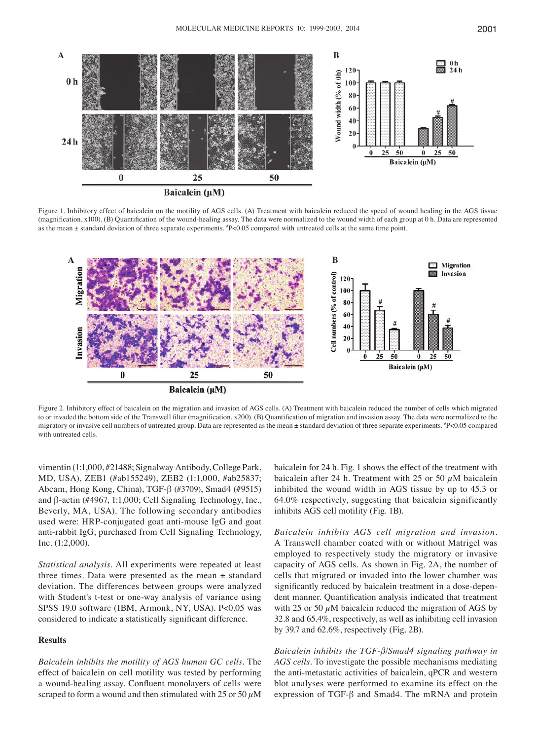Figure 1. Inhibitory effect of baicalein on the motility of AGS cells. (A) Treatment with baicalein reduced the speed of wound healing in the AGS tissue (magnification, x100). (B) Quantification of the wound-healing assay. The data were normalized to the wound width of each group at 0 h. Data are represented as the mean ± standard deviation of three separate experiments. #P<0.05 compared with untreated cells at the same time point.

Figure 2. Inhibitory effect of baicalein on the migration and invasion of AGS cells. (A) Treatment with baicalein reduced the number of cells which migrated to or invaded the bottom side of the Transwell filter (magnification, x200). (B) Quantification of migration and invasion assay. The data were normalized to the migratory or invasive cell numbers of untreated group. Data are represented as the mean ± standard deviation of three separate experiments. #P<0.05 compared with untreated cells.

vimentin (1:1,000, #21488; Signalway Antibody, College Park, MD, USA), ZEB1 (#ab155249), ZEB2 (1:1,000, #ab25837; Abcam, Hong Kong, China), TGF-β (#3709), Smad4 (#9515) and β-actin (#4967, 1:1,000; Cell Signaling Technology, Inc., Beverly, MA, USA). The following secondary antibodies used were: HRP-conjugated goat anti-mouse IgG and goat anti-rabbit IgG, purchased from Cell Signaling Technology, Inc. (1:2,000).

*Statistical analysis*. All experiments were repeated at least three times. Data were presented as the mean ± standard deviation. The differences between groups were analyzed with Student's t-test or one-way analysis of variance using SPSS 19.0 software (IBM, Armonk, NY, USA). P<0.05 was considered to indicate a statistically significant difference.

## Results

*Baicalein inhibits the motility of AGS human GC cells*. The effect of baicalein on cell motility was tested by performing a wound-healing assay. Confluent monolayers of cells were scraped to form a wound and then stimulated with 25 or 50 $\mu$M baicalein for 24 h. Fig. 1 shows the effect of the treatment with baicalein after 24 h. Treatment with 25 or 50 $\mu$M baicalein inhibited the wound width in AGS tissue by up to 45.3 or 64.0% respectively, suggesting that baicalein significantly inhibits AGS cell motility (Fig. 1B).

*Baicalein inhibits AGS cell migration and invasion*. A Transwell chamber coated with or without Matrigel was employed to respectively study the migratory or invasive capacity of AGS cells. As shown in Fig. 2A, the number of cells that migrated or invaded into the lower chamber was significantly reduced by baicalein treatment in a dose-dependent manner. Quantification analysis indicated that treatment with 25 or 50 $\mu$M baicalein reduced the migration of AGS by 32.8 and 65.4%, respectively, as well as inhibiting cell invasion by 39.7 and 62.6%, respectively (Fig. 2B).

*Baicalein inhibits the TGF-β/Smad4 signaling pathway in AGS cells*. To investigate the possible mechanisms mediating the anti-metastatic activities of baicalein, qPCR and western blot analyses were performed to examine its effect on the expression of TGF-β and Smad4. The mRNA and protein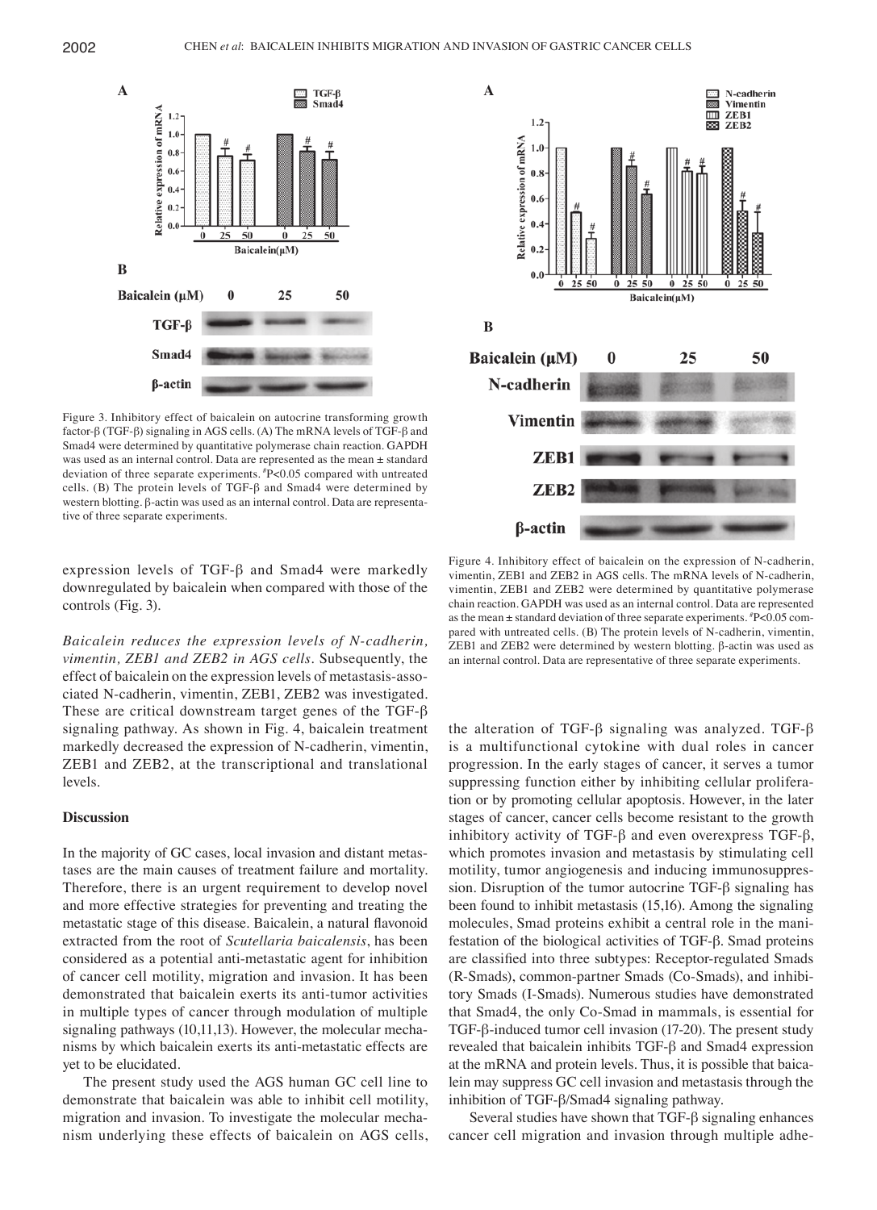Figure 3. Inhibitory effect of baicalein on autocrine transforming growth factor-β (TGF-β) signaling in AGS cells. (A) The mRNA levels of TGF-β and Smad4 were determined by quantitative polymerase chain reaction. GAPDH was used as an internal control. Data are represented as the mean ± standard deviation of three separate experiments. #P<0.05 compared with untreated cells. (B) The protein levels of TGF-β and Smad4 were determined by western blotting. β-actin was used as an internal control. Data are representative of three separate experiments.

Figure 4. Inhibitory effect of baicalein on the expression of N-cadherin, vimentin, ZEB1 and ZEB2 in AGS cells. The mRNA levels of N-cadherin, vimentin, ZEB1 and ZEB2 were determined by quantitative polymerase chain reaction. GAPDH was used as an internal control. Data are represented as the mean ± standard deviation of three separate experiments. #P<0.05 compared with untreated cells. (B) The protein levels of N-cadherin, vimentin, ZEB1 and ZEB2 were determined by western blotting. β-actin was used as an internal control. Data are representative of three separate experiments.

expression levels of TGF-β and Smad4 were markedly downregulated by baicalein when compared with those of the controls (Fig. 3).

*Baicalein reduces the expression levels of N-cadherin, vimentin, ZEB1 and ZEB2 in AGS cells.* Subsequently, the effect of baicalein on the expression levels of metastasis-associated N-cadherin, vimentin, ZEB1, ZEB2 was investigated. These are critical downstream target genes of the TGF-β signaling pathway. As shown in Fig. 4, baicalein treatment markedly decreased the expression of N-cadherin, vimentin, ZEB1 and ZEB2, at the transcriptional and translational levels.

## Discussion

In the majority of GC cases, local invasion and distant metastases are the main causes of treatment failure and mortality. Therefore, there is an urgent requirement to develop novel and more effective strategies for preventing and treating the metastatic stage of this disease. Baicalein, a natural flavonoid extracted from the root of *Scutellaria baicalensis*, has been considered as a potential anti-metastatic agent for inhibition of cancer cell motility, migration and invasion. It has been demonstrated that baicalein exerts its anti-tumor activities in multiple types of cancer through modulation of multiple signaling pathways (10,11,13). However, the molecular mechanisms by which baicalein exerts its anti-metastatic effects are yet to be elucidated.

The present study used the AGS human GC cell line to demonstrate that baicalein was able to inhibit cell motility, migration and invasion. To investigate the molecular mechanism underlying these effects of baicalein on AGS cells, the alteration of TGF-β signaling was analyzed. TGF-β is a multifunctional cytokine with dual roles in cancer progression. In the early stages of cancer, it serves a tumor suppressing function either by inhibiting cellular proliferation or by promoting cellular apoptosis. However, in the later stages of cancer, cancer cells become resistant to the growth inhibitory activity of TGF-β and even overexpress TGF-β, which promotes invasion and metastasis by stimulating cell motility, tumor angiogenesis and inducing immunosuppression. Disruption of the tumor autocrine TGF-β signaling has been found to inhibit metastasis (15,16). Among the signaling molecules, Smad proteins exhibit a central role in the manifestation of the biological activities of TGF-β. Smad proteins are classified into three subtypes: Receptor-regulated Smads (R-Smads), common-partner Smads (Co-Smads), and inhibitory Smads (I-Smads). Numerous studies have demonstrated that Smad4, the only Co-Smad in mammals, is essential for TGF-β-induced tumor cell invasion (17-20). The present study revealed that baicalein inhibits TGF-β and Smad4 expression at the mRNA and protein levels. Thus, it is possible that baicalein may suppress GC cell invasion and metastasis through the inhibition of TGF-β/Smad4 signaling pathway.

Several studies have shown that TGF-β signaling enhances cancer cell migration and invasion through multiple adhe-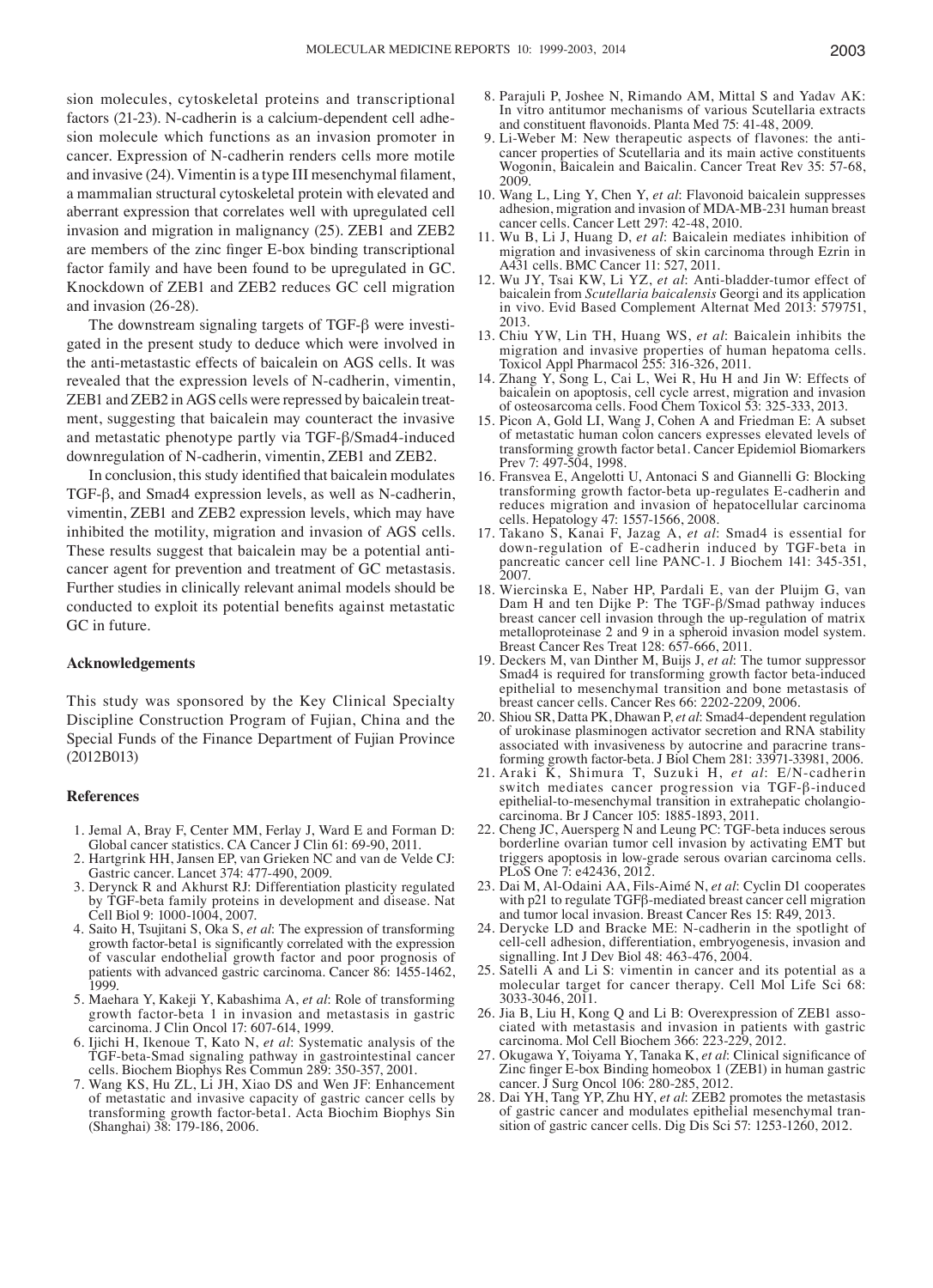sion molecules, cytoskeletal proteins and transcriptional factors (21-23). N-cadherin is a calcium-dependent cell adhesion molecule which functions as an invasion promoter in cancer. Expression of N-cadherin renders cells more motile and invasive (24). Vimentin is a type III mesenchymal filament, a mammalian structural cytoskeletal protein with elevated and aberrant expression that correlates well with upregulated cell invasion and migration in malignancy (25). ZEB1 and ZEB2 are members of the zinc finger E-box binding transcriptional factor family and have been found to be upregulated in GC. Knockdown of ZEB1 and ZEB2 reduces GC cell migration and invasion (26-28).

The downstream signaling targets of TGF-β were investigated in the present study to deduce which were involved in the anti-metastatic effects of baicalein on AGS cells. It was revealed that the expression levels of N-cadherin, vimentin, ZEB1 and ZEB2 in AGS cells were repressed by baicalein treatment, suggesting that baicalein may counteract the invasive and metastatic phenotype partly via TGF-β/Smad4-induced downregulation of N-cadherin, vimentin, ZEB1 and ZEB2.

In conclusion, this study identified that baicalein modulates TGF-β, and Smad4 expression levels, as well as N-cadherin, vimentin, ZEB1 and ZEB2 expression levels, which may have inhibited the motility, migration and invasion of AGS cells. These results suggest that baicalein may be a potential anticancer agent for prevention and treatment of GC metastasis. Further studies in clinically relevant animal models should be conducted to exploit its potential benefits against metastatic GC in future.

## Acknowledgements

This study was sponsored by the Key Clinical Specialty Discipline Construction Program of Fujian, China and the Special Funds of the Finance Department of Fujian Province (2012B013)

## References

1. Jemal A, Bray F, Center MM, Ferlay J, Ward E and Forman D: Global cancer statistics. CA Cancer J Clin 61: 69-90, 2011.
2. Hartgrink HH, Jansen EP, van Grieken NC and van de Velde CJ: Gastric cancer. Lancet 374: 477-490, 2009.
3. Derynck R and Akhurst RJ: Differentiation plasticity regulated by TGF-beta family proteins in development and disease. Nat Cell Biol 9: 1000-1004, 2007.
4. Saito H, Tsujitani S, Oka S, *et al*: The expression of transforming growth factor-beta1 is significantly correlated with the expression of vascular endothelial growth factor and poor prognosis of patients with advanced gastric carcinoma. Cancer 86: 1455-1462, 1999.
5. Maehara Y, Kakeji Y, Kabashima A, *et al*: Role of transforming growth factor-beta 1 in invasion and metastasis in gastric carcinoma. J Clin Oncol 17: 607-614, 1999.
6. Ijichi H, Ikenoue T, Kato N, *et al*: Systematic analysis of the TGF-beta-Smad signaling pathway in gastrointestinal cancer cells. Biochem Biophys Res Commun 289: 350-357, 2001.
7. Wang KS, Hu ZL, Li JH, Xiao DS and Wen JF: Enhancement of metastatic and invasive capacity of gastric cancer cells by transforming growth factor-beta1. Acta Biochim Biophys Sin (Shanghai) 38: 179-186, 2006.
8. Parajuli P, Joshee N, Rimando AM, Mittal S and Yadav AK: In vitro antitumor mechanisms of various Scutellaria extracts and constituent flavonoids. Planta Med 75: 41-48, 2009.
9. Li-Weber M: New therapeutic aspects of flavones: the anticancer properties of Scutellaria and its main active constituents Wogonin, Baicalein and Baicalin. Cancer Treat Rev 35: 57-68, 2009.
10. Wang L, Ling Y, Chen Y, *et al*: Flavonoid baicalein suppresses adhesion, migration and invasion of MDA-MB-231 human breast cancer cells. Cancer Lett 297: 42-48, 2010.
11. Wu B, Li J, Huang D, *et al*: Baicalein mediates inhibition of migration and invasiveness of skin carcinoma through Ezrin in A431 cells. BMC Cancer 11: 527, 2011.
12. Wu JY, Tsai KW, Li YZ, *et al*: Anti-bladder-tumor effect of baicalein from *Scutellaria baicalensis* Georgi and its application in vivo. Evid Based Complement Alternat Med 2013: 579751, 2013.
13. Chiu YW, Lin TH, Huang WS, *et al*: Baicalein inhibits the migration and invasive properties of human hepatoma cells. Toxicol Appl Pharmacol 255: 316-326, 2011.
14. Zhang Y, Song L, Cai L, Wei R, Hu H and Jin W: Effects of baicalein on apoptosis, cell cycle arrest, migration and invasion of osteosarcoma cells. Food Chem Toxicol 53: 325-333, 2013.
15. Picon A, Gold LI, Wang J, Cohen A and Friedman E: A subset of metastatic human colon cancers expresses elevated levels of transforming growth factor beta1. Cancer Epidemiol Biomarkers Prev 7: 497-504, 1998.
16. Fransvea E, Angelotti U, Antonaci S and Giannelli G: Blocking transforming growth factor-beta up-regulates E-cadherin and reduces migration and invasion of hepatocellular carcinoma cells. Hepatology 47: 1557-1566, 2008.
17. Takano S, Kanai F, Jazag A, *et al*: Smad4 is essential for down-regulation of E-cadherin induced by TGF-beta in pancreatic cancer cell line PANC-1. J Biochem 141: 345-351, 2007.
18. Wiercinska E, Naber HP, Pardali E, van der Pluijm G, van Dam H and ten Dijke P: The TGF-β/Smad pathway induces breast cancer cell invasion through the up-regulation of matrix metalloproteinase 2 and 9 in a spheroid invasion model system. Breast Cancer Res Treat 128: 657-666, 2011.
19. Deckers M, van Dinther M, Buijs J, *et al*: The tumor suppressor Smad4 is required for transforming growth factor beta-induced epithelial to mesenchymal transition and bone metastasis of breast cancer cells. Cancer Res 66: 2202-2209, 2006.
20. Shiou SR, Datta PK, Dhawan P, *et al*: Smad4-dependent regulation of urokinase plasminogen activator secretion and RNA stability associated with invasiveness by autocrine and paracrine transforming growth factor-beta. J Biol Chem 281: 33971-33981, 2006.
21. Araki K, Shimura T, Suzuki H, *et al*: E/N-cadherin switch mediates cancer progression via TGF-β-induced epithelial-to-mesenchymal transition in extrahepatic cholangiocarcinoma. Br J Cancer 105: 1885-1893, 2011.
22. Cheng JC, Auersperg N and Leung PC: TGF-beta induces serous borderline ovarian tumor cell invasion by activating EMT but triggers apoptosis in low-grade serous ovarian carcinoma cells. PLoS One 7: e42436, 2012.
23. Dai M, Al-Odaini AA, Fils-Aimé N, *et al*: Cyclin D1 cooperates with p21 to regulate TGFβ-mediated breast cancer cell migration and tumor local invasion. Breast Cancer Res 15: R49, 2013.
24. Derycke LD and Bracke ME: N-cadherin in the spotlight of cell-cell adhesion, differentiation, embryogenesis, invasion and signalling. Int J Dev Biol 48: 463-476, 2004.
25. Satelli A and Li S: vimentin in cancer and its potential as a molecular target for cancer therapy. Cell Mol Life Sci 68: 3033-3046, 2011.
26. Jia B, Liu H, Kong Q and Li B: Overexpression of ZEB1 associated with metastasis and invasion in patients with gastric carcinoma. Mol Cell Biochem 366: 223-229, 2012.
27. Okugawa Y, Toiyama Y, Tanaka K, *et al*: Clinical significance of Zinc finger E-box Binding homeobox 1 (ZEB1) in human gastric cancer. J Surg Oncol 106: 280-285, 2012.
28. Dai YH, Tang YP, Zhu HY, *et al*: ZEB2 promotes the metastasis of gastric cancer and modulates epithelial mesenchymal transition of gastric cancer cells. Dig Dis Sci 57: 1253-1260, 2012.